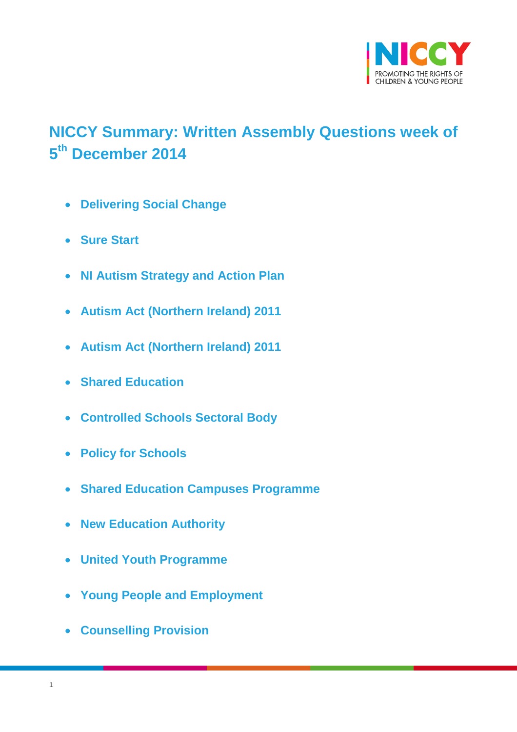# NICCY Summary: Written Assembly Questions week of 5th December 2014

- Delivering Social Change
- Sure Start
- NI Autism Strategy and Action Plan
- Autism Act (Northern Ireland) 2011
- Autism Act (Northern Ireland) 2011
- Shared Education
- Controlled Schools Sectoral Body
- Policy for Schools
- Shared Education Campuses Programme
- New Education Authority
- United Youth Programme
- Young People and Employment
- Counselling Provision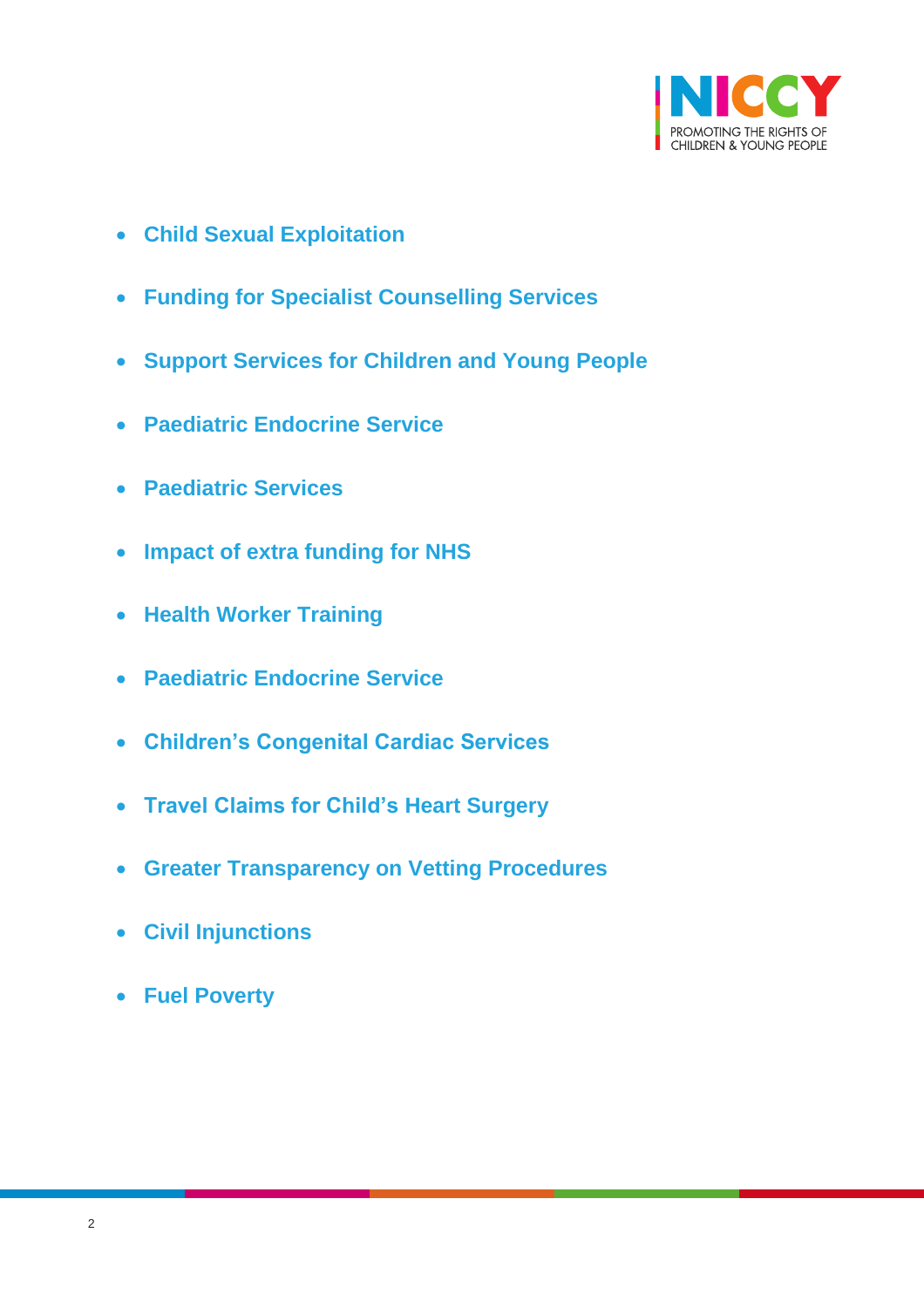- **Child Sexual Exploitation**
- **Funding for Specialist Counselling Services**
- **Support Services for Children and Young People**
- **Paediatric Endocrine Service**
- **Paediatric Services**
- **Impact of extra funding for NHS**
- **Health Worker Training**
- **Paediatric Endocrine Service**
- **Children's Congenital Cardiac Services**
- **Travel Claims for Child's Heart Surgery**
- **Greater Transparency on Vetting Procedures**
- **Civil Injunctions**
- **Fuel Poverty**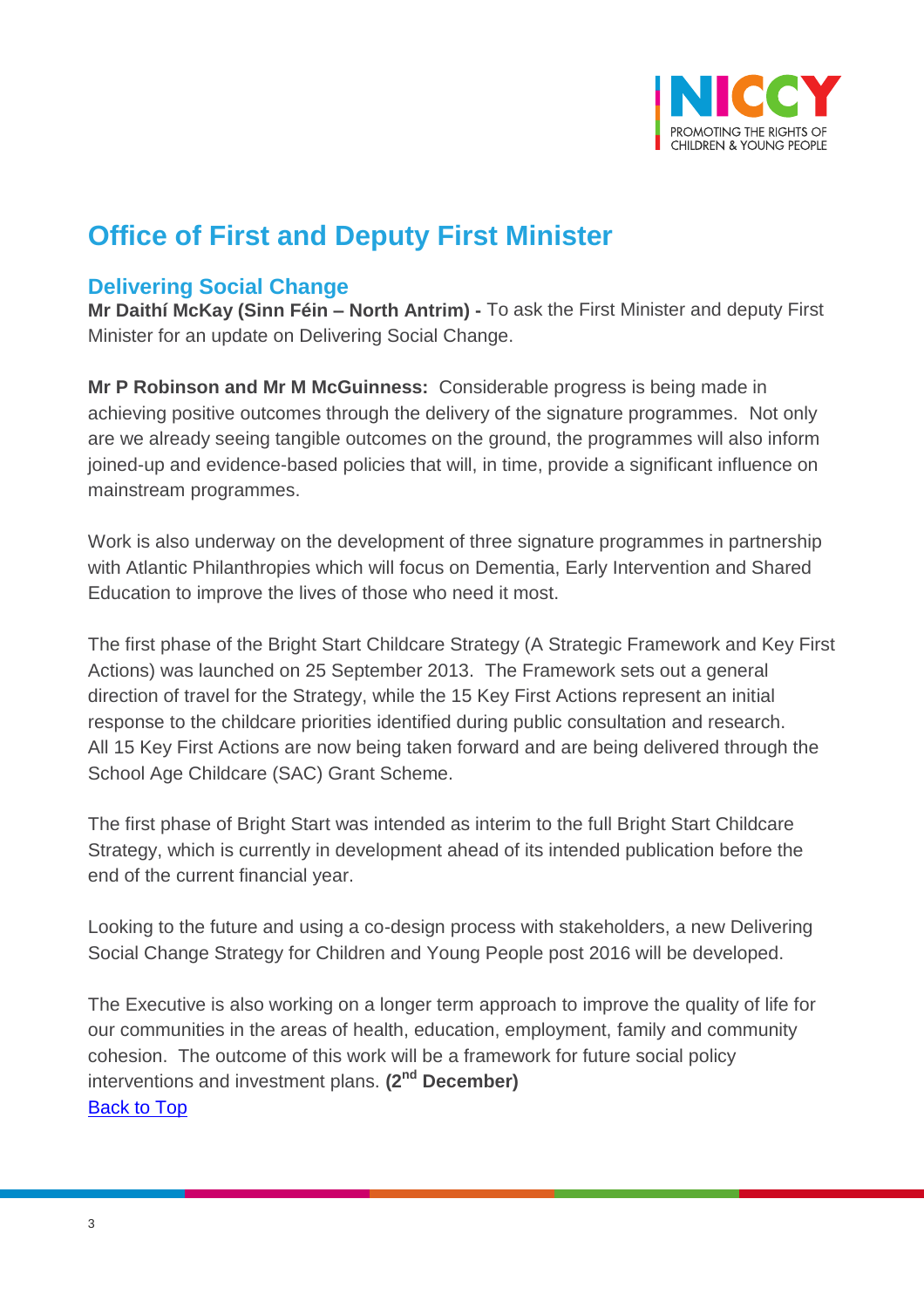# Office of First and Deputy First Minister

## Delivering Social Change

**Mr Daithí McKay (Sinn Féin – North Antrim) -** To ask the First Minister and deputy First Minister for an update on Delivering Social Change.

**Mr P Robinson and Mr M McGuinness:** Considerable progress is being made in achieving positive outcomes through the delivery of the signature programmes. Not only are we already seeing tangible outcomes on the ground, the programmes will also inform joined-up and evidence-based policies that will, in time, provide a significant influence on mainstream programmes.

Work is also underway on the development of three signature programmes in partnership with Atlantic Philanthropies which will focus on Dementia, Early Intervention and Shared Education to improve the lives of those who need it most.

The first phase of the Bright Start Childcare Strategy (A Strategic Framework and Key First Actions) was launched on 25 September 2013. The Framework sets out a general direction of travel for the Strategy, while the 15 Key First Actions represent an initial response to the childcare priorities identified during public consultation and research. All 15 Key First Actions are now being taken forward and are being delivered through the School Age Childcare (SAC) Grant Scheme.

The first phase of Bright Start was intended as interim to the full Bright Start Childcare Strategy, which is currently in development ahead of its intended publication before the end of the current financial year.

Looking to the future and using a co-design process with stakeholders, a new Delivering Social Change Strategy for Children and Young People post 2016 will be developed.

The Executive is also working on a longer term approach to improve the quality of life for our communities in the areas of health, education, employment, family and community cohesion. The outcome of this work will be a framework for future social policy interventions and investment plans. **(2nd December)**

Back to Top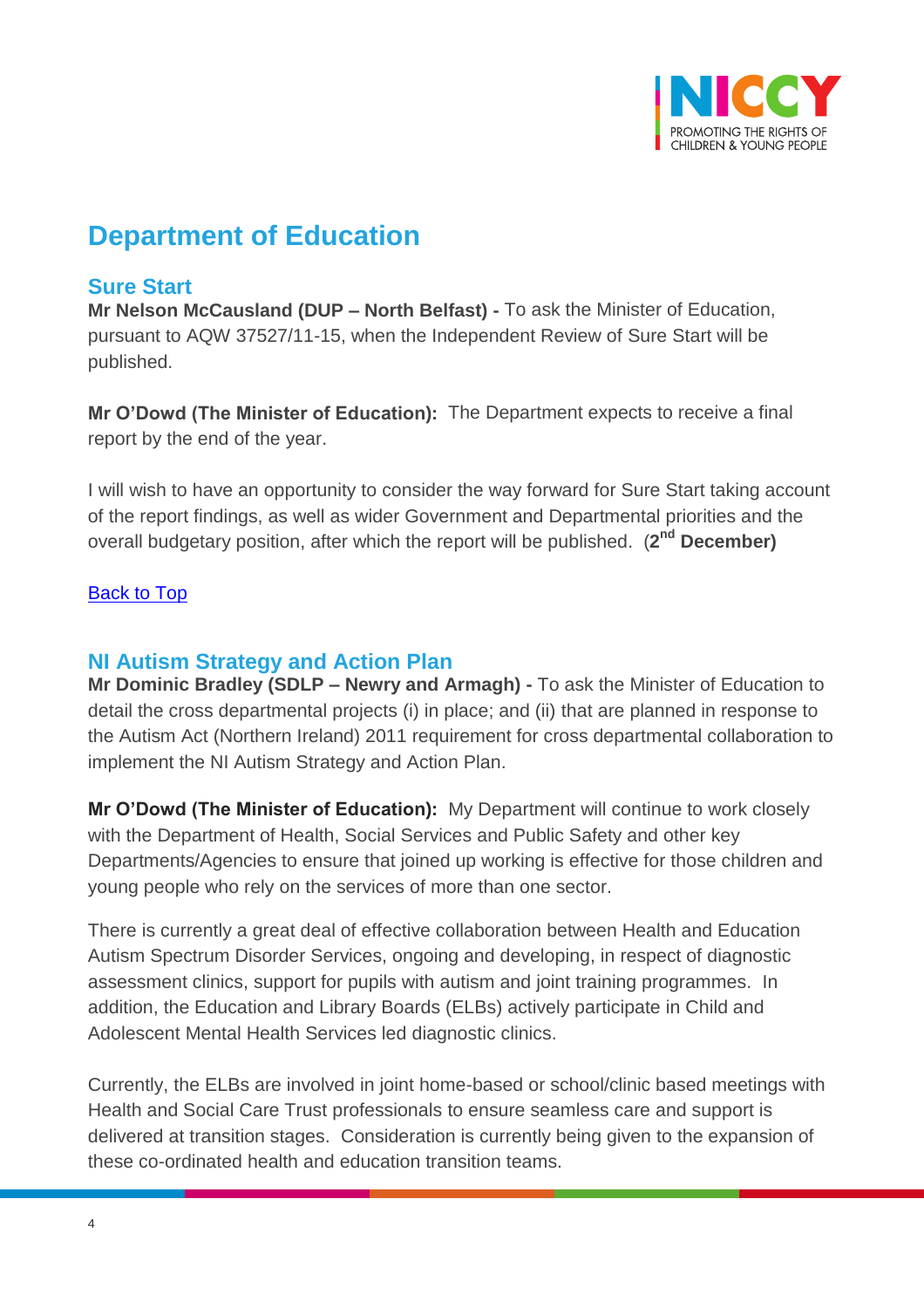# Department of Education

## Sure Start

**Mr Nelson McCausland (DUP – North Belfast) -** To ask the Minister of Education, pursuant to AQW 37527/11-15, when the Independent Review of Sure Start will be published.

**Mr O'Dowd (The Minister of Education):** The Department expects to receive a final report by the end of the year.

I will wish to have an opportunity to consider the way forward for Sure Start taking account of the report findings, as well as wider Government and Departmental priorities and the overall budgetary position, after which the report will be published. (**2nd December)**

Back to Top

## NI Autism Strategy and Action Plan

**Mr Dominic Bradley (SDLP – Newry and Armagh) -** To ask the Minister of Education to detail the cross departmental projects (i) in place; and (ii) that are planned in response to the Autism Act (Northern Ireland) 2011 requirement for cross departmental collaboration to implement the NI Autism Strategy and Action Plan.

**Mr O'Dowd (The Minister of Education):** My Department will continue to work closely with the Department of Health, Social Services and Public Safety and other key Departments/Agencies to ensure that joined up working is effective for those children and young people who rely on the services of more than one sector.

There is currently a great deal of effective collaboration between Health and Education Autism Spectrum Disorder Services, ongoing and developing, in respect of diagnostic assessment clinics, support for pupils with autism and joint training programmes. In addition, the Education and Library Boards (ELBs) actively participate in Child and Adolescent Mental Health Services led diagnostic clinics.

Currently, the ELBs are involved in joint home-based or school/clinic based meetings with Health and Social Care Trust professionals to ensure seamless care and support is delivered at transition stages. Consideration is currently being given to the expansion of these co-ordinated health and education transition teams.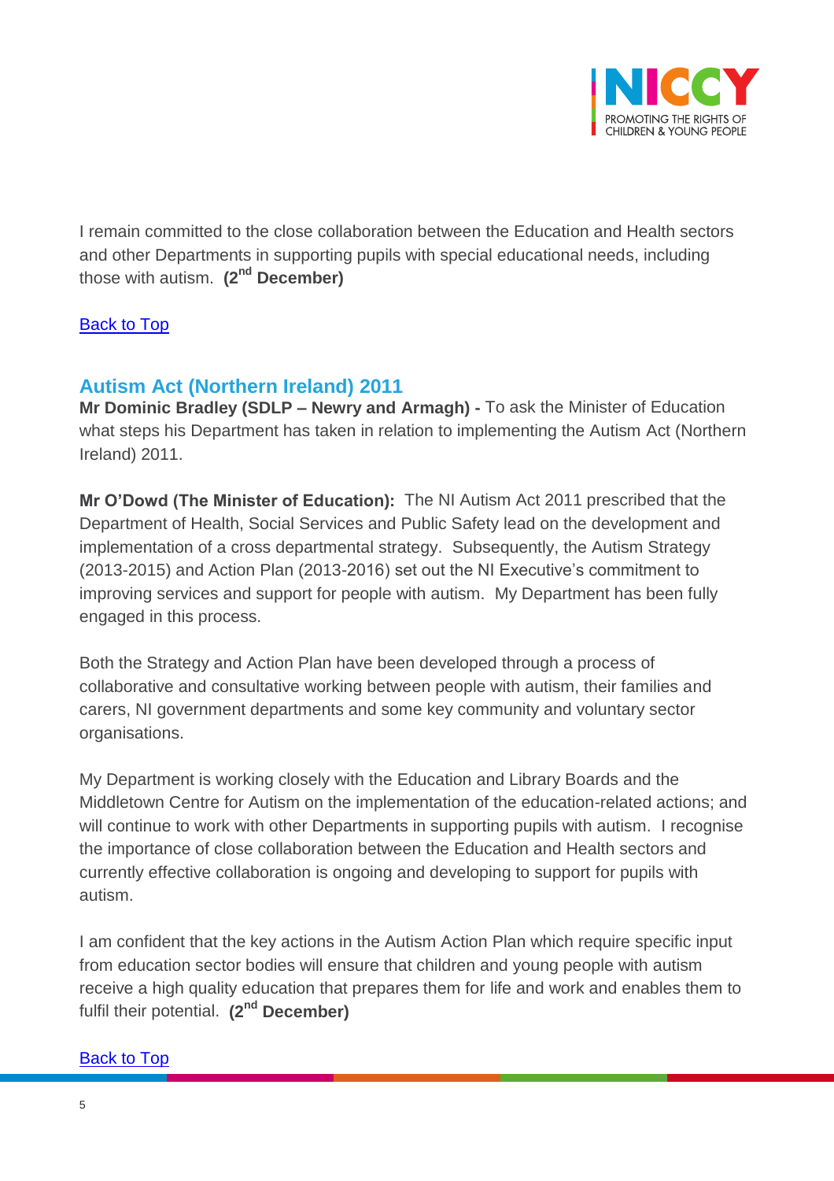I remain committed to the close collaboration between the Education and Health sectors and other Departments in supporting pupils with special educational needs, including those with autism. **(2nd December)**

[Back to Top]

## Autism Act (Northern Ireland) 2011

**Mr Dominic Bradley (SDLP – Newry and Armagh) -** To ask the Minister of Education what steps his Department has taken in relation to implementing the Autism Act (Northern Ireland) 2011.

**Mr O'Dowd (The Minister of Education):** The NI Autism Act 2011 prescribed that the Department of Health, Social Services and Public Safety lead on the development and implementation of a cross departmental strategy. Subsequently, the Autism Strategy (2013-2015) and Action Plan (2013-2016) set out the NI Executive's commitment to improving services and support for people with autism. My Department has been fully engaged in this process.

Both the Strategy and Action Plan have been developed through a process of collaborative and consultative working between people with autism, their families and carers, NI government departments and some key community and voluntary sector organisations.

My Department is working closely with the Education and Library Boards and the Middletown Centre for Autism on the implementation of the education-related actions; and will continue to work with other Departments in supporting pupils with autism. I recognise the importance of close collaboration between the Education and Health sectors and currently effective collaboration is ongoing and developing to support for pupils with autism.

I am confident that the key actions in the Autism Action Plan which require specific input from education sector bodies will ensure that children and young people with autism receive a high quality education that prepares them for life and work and enables them to fulfil their potential. **(2nd December)**

[Back to Top]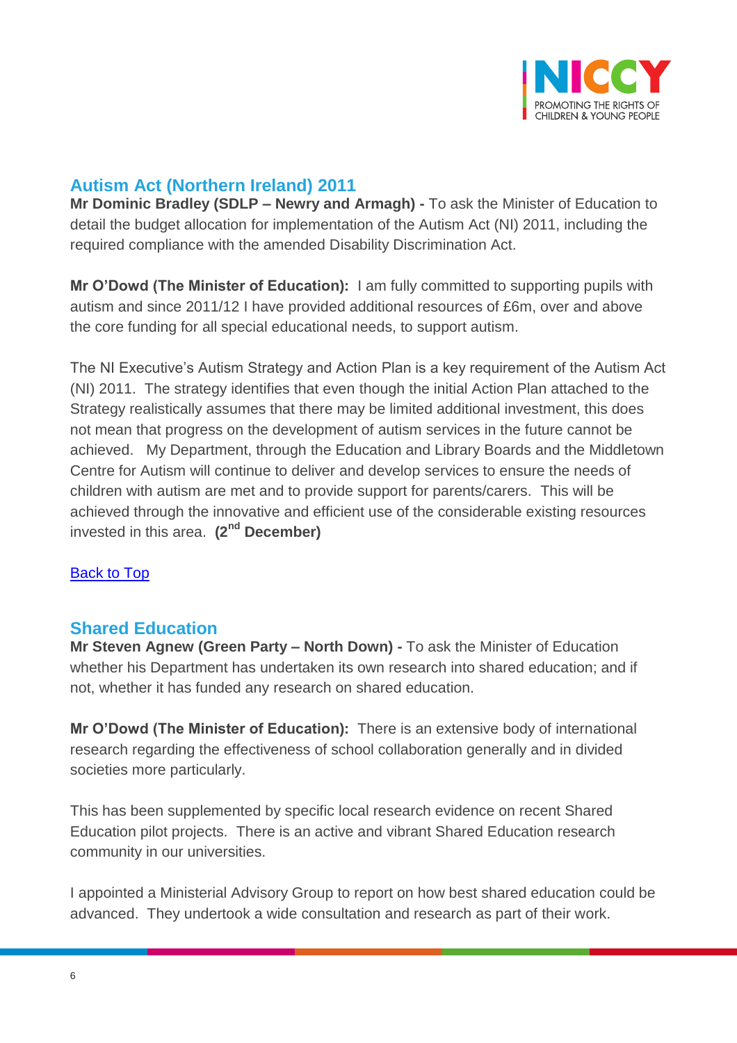## Autism Act (Northern Ireland) 2011

**Mr Dominic Bradley (SDLP – Newry and Armagh) -** To ask the Minister of Education to detail the budget allocation for implementation of the Autism Act (NI) 2011, including the required compliance with the amended Disability Discrimination Act.

**Mr O'Dowd (The Minister of Education):** I am fully committed to supporting pupils with autism and since 2011/12 I have provided additional resources of £6m, over and above the core funding for all special educational needs, to support autism.

The NI Executive's Autism Strategy and Action Plan is a key requirement of the Autism Act (NI) 2011. The strategy identifies that even though the initial Action Plan attached to the Strategy realistically assumes that there may be limited additional investment, this does not mean that progress on the development of autism services in the future cannot be achieved. My Department, through the Education and Library Boards and the Middletown Centre for Autism will continue to deliver and develop services to ensure the needs of children with autism are met and to provide support for parents/carers. This will be achieved through the innovative and efficient use of the considerable existing resources invested in this area. **(2nd December)**

[Back to Top]

## Shared Education

**Mr Steven Agnew (Green Party – North Down) -** To ask the Minister of Education whether his Department has undertaken its own research into shared education; and if not, whether it has funded any research on shared education.

**Mr O'Dowd (The Minister of Education):** There is an extensive body of international research regarding the effectiveness of school collaboration generally and in divided societies more particularly.

This has been supplemented by specific local research evidence on recent Shared Education pilot projects. There is an active and vibrant Shared Education research community in our universities.

I appointed a Ministerial Advisory Group to report on how best shared education could be advanced. They undertook a wide consultation and research as part of their work.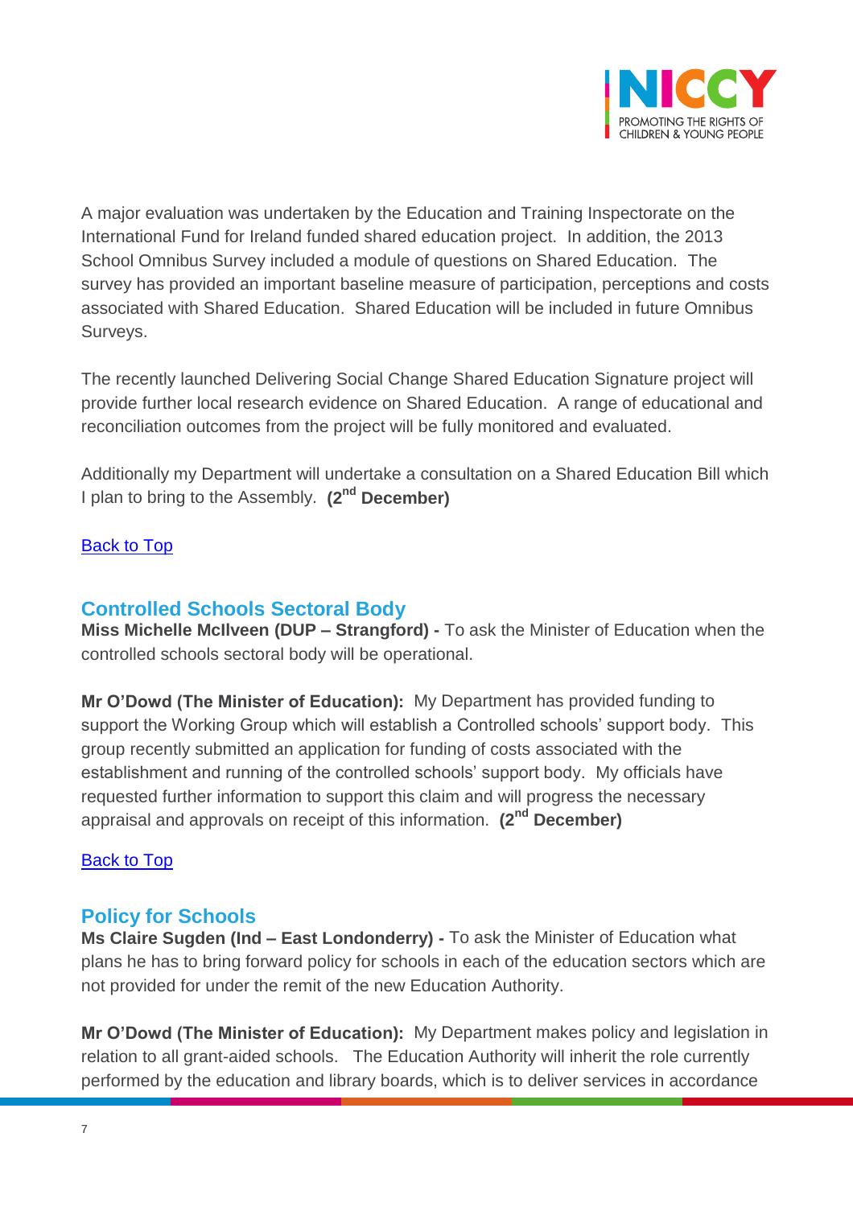A major evaluation was undertaken by the Education and Training Inspectorate on the International Fund for Ireland funded shared education project. In addition, the 2013 School Omnibus Survey included a module of questions on Shared Education. The survey has provided an important baseline measure of participation, perceptions and costs associated with Shared Education. Shared Education will be included in future Omnibus Surveys.

The recently launched Delivering Social Change Shared Education Signature project will provide further local research evidence on Shared Education. A range of educational and reconciliation outcomes from the project will be fully monitored and evaluated.

Additionally my Department will undertake a consultation on a Shared Education Bill which I plan to bring to the Assembly. **(2nd December)**

Back to Top

## Controlled Schools Sectoral Body

**Miss Michelle McIlveen (DUP – Strangford) -** To ask the Minister of Education when the controlled schools sectoral body will be operational.

**Mr O'Dowd (The Minister of Education):** My Department has provided funding to support the Working Group which will establish a Controlled schools' support body. This group recently submitted an application for funding of costs associated with the establishment and running of the controlled schools' support body. My officials have requested further information to support this claim and will progress the necessary appraisal and approvals on receipt of this information. **(2nd December)**

Back to Top

## Policy for Schools

**Ms Claire Sugden (Ind – East Londonderry) -** To ask the Minister of Education what plans he has to bring forward policy for schools in each of the education sectors which are not provided for under the remit of the new Education Authority.

**Mr O'Dowd (The Minister of Education):** My Department makes policy and legislation in relation to all grant-aided schools. The Education Authority will inherit the role currently performed by the education and library boards, which is to deliver services in accordance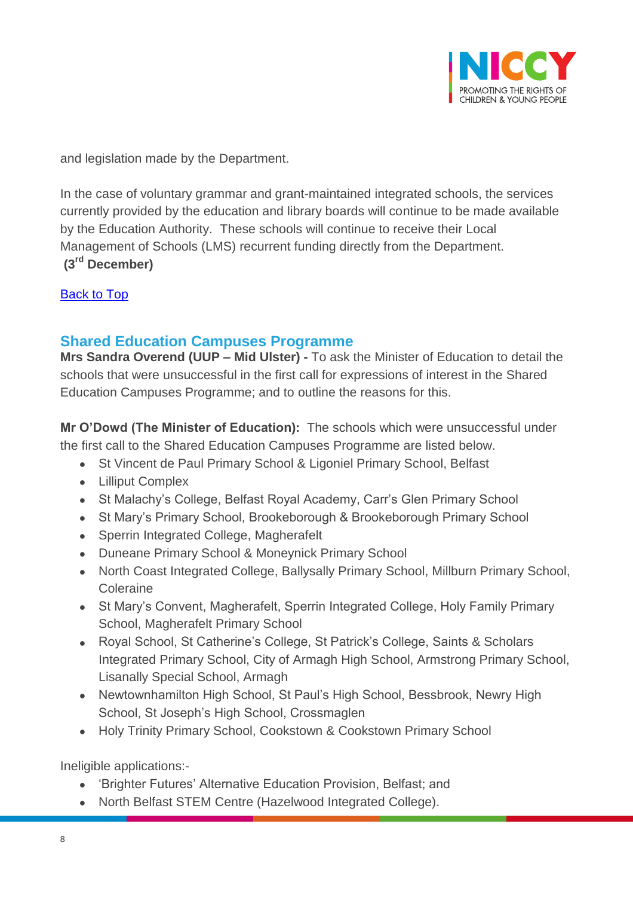and legislation made by the Department.

In the case of voluntary grammar and grant-maintained integrated schools, the services currently provided by the education and library boards will continue to be made available by the Education Authority. These schools will continue to receive their Local Management of Schools (LMS) recurrent funding directly from the Department.
**(3rd December)**

Back to Top

### Shared Education Campuses Programme

**Mrs Sandra Overend (UUP – Mid Ulster) -** To ask the Minister of Education to detail the schools that were unsuccessful in the first call for expressions of interest in the Shared Education Campuses Programme; and to outline the reasons for this.

**Mr O'Dowd (The Minister of Education):** The schools which were unsuccessful under the first call to the Shared Education Campuses Programme are listed below.

- St Vincent de Paul Primary School & Ligoniel Primary School, Belfast
- Lilliput Complex
- St Malachy's College, Belfast Royal Academy, Carr's Glen Primary School
- St Mary's Primary School, Brookeborough & Brookeborough Primary School
- Sperrin Integrated College, Magherafelt
- Duneane Primary School & Moneynick Primary School
- North Coast Integrated College, Ballysally Primary School, Millburn Primary School, Coleraine
- St Mary's Convent, Magherafelt, Sperrin Integrated College, Holy Family Primary School, Magherafelt Primary School
- Royal School, St Catherine's College, St Patrick's College, Saints & Scholars Integrated Primary School, City of Armagh High School, Armstrong Primary School, Lisanally Special School, Armagh
- Newtownhamilton High School, St Paul's High School, Bessbrook, Newry High School, St Joseph's High School, Crossmaglen
- Holy Trinity Primary School, Cookstown & Cookstown Primary School

Ineligible applications:-

- 'Brighter Futures' Alternative Education Provision, Belfast; and
- North Belfast STEM Centre (Hazelwood Integrated College).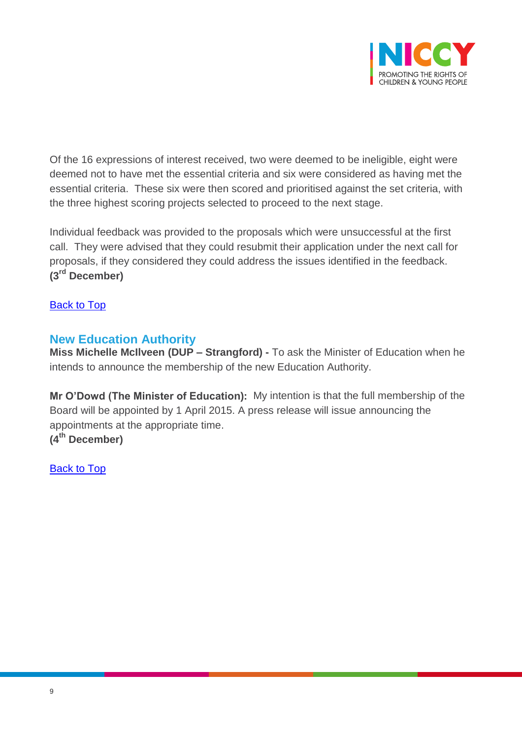Of the 16 expressions of interest received, two were deemed to be ineligible, eight were deemed not to have met the essential criteria and six were considered as having met the essential criteria. These six were then scored and prioritised against the set criteria, with the three highest scoring projects selected to proceed to the next stage.

Individual feedback was provided to the proposals which were unsuccessful at the first call. They were advised that they could resubmit their application under the next call for proposals, if they considered they could address the issues identified in the feedback.
**(3rd December)**

Back to Top

## New Education Authority

**Miss Michelle McIlveen (DUP – Strangford) -** To ask the Minister of Education when he intends to announce the membership of the new Education Authority.

**Mr O'Dowd (The Minister of Education):** My intention is that the full membership of the Board will be appointed by 1 April 2015. A press release will issue announcing the appointments at the appropriate time.
**(4th December)**

Back to Top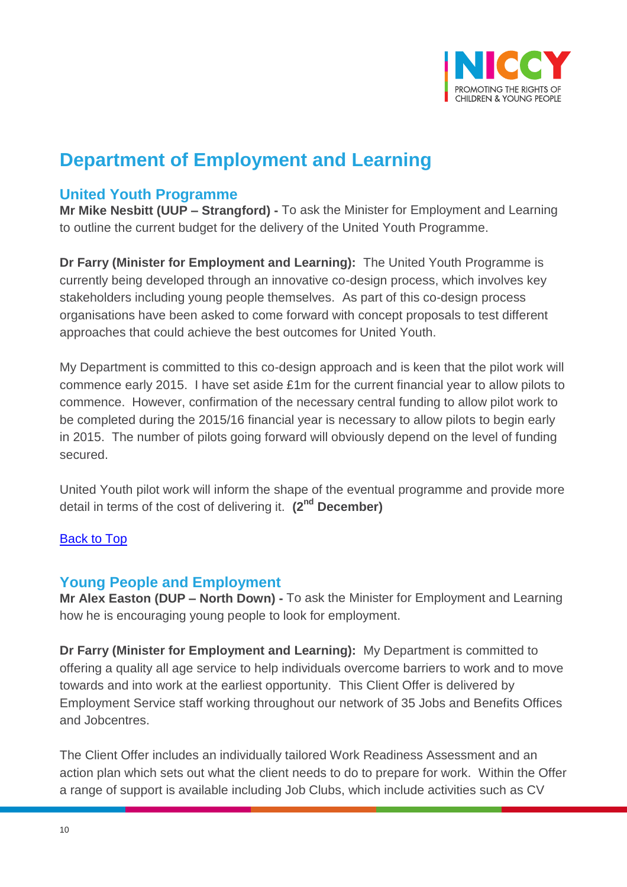## Department of Employment and Learning

### United Youth Programme

**Mr Mike Nesbitt (UUP – Strangford) -** To ask the Minister for Employment and Learning to outline the current budget for the delivery of the United Youth Programme.

**Dr Farry (Minister for Employment and Learning):** The United Youth Programme is currently being developed through an innovative co-design process, which involves key stakeholders including young people themselves. As part of this co-design process organisations have been asked to come forward with concept proposals to test different approaches that could achieve the best outcomes for United Youth.

My Department is committed to this co-design approach and is keen that the pilot work will commence early 2015. I have set aside £1m for the current financial year to allow pilots to commence. However, confirmation of the necessary central funding to allow pilot work to be completed during the 2015/16 financial year is necessary to allow pilots to begin early in 2015. The number of pilots going forward will obviously depend on the level of funding secured.

United Youth pilot work will inform the shape of the eventual programme and provide more detail in terms of the cost of delivering it. **(2nd December)**

[Back to Top]

### Young People and Employment

**Mr Alex Easton (DUP – North Down) -** To ask the Minister for Employment and Learning how he is encouraging young people to look for employment.

**Dr Farry (Minister for Employment and Learning):** My Department is committed to offering a quality all age service to help individuals overcome barriers to work and to move towards and into work at the earliest opportunity. This Client Offer is delivered by Employment Service staff working throughout our network of 35 Jobs and Benefits Offices and Jobcentres.

The Client Offer includes an individually tailored Work Readiness Assessment and an action plan which sets out what the client needs to do to prepare for work. Within the Offer a range of support is available including Job Clubs, which include activities such as CV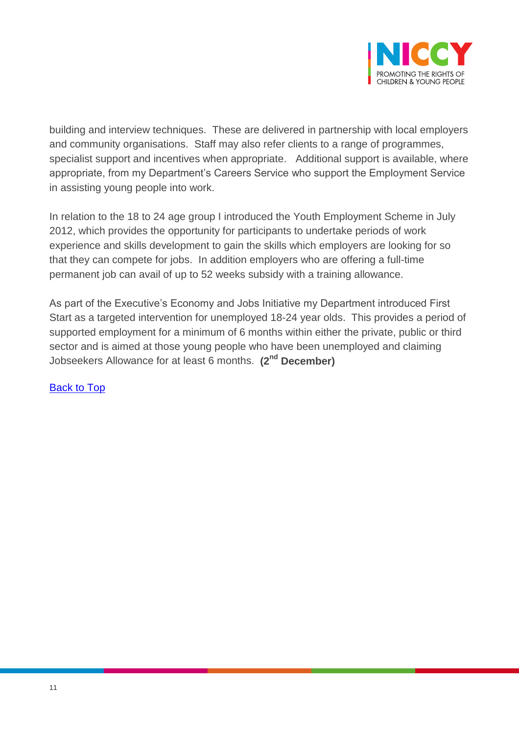building and interview techniques. These are delivered in partnership with local employers and community organisations. Staff may also refer clients to a range of programmes, specialist support and incentives when appropriate. Additional support is available, where appropriate, from my Department's Careers Service who support the Employment Service in assisting young people into work.

In relation to the 18 to 24 age group I introduced the Youth Employment Scheme in July 2012, which provides the opportunity for participants to undertake periods of work experience and skills development to gain the skills which employers are looking for so that they can compete for jobs. In addition employers who are offering a full-time permanent job can avail of up to 52 weeks subsidy with a training allowance.

As part of the Executive's Economy and Jobs Initiative my Department introduced First Start as a targeted intervention for unemployed 18-24 year olds. This provides a period of supported employment for a minimum of 6 months within either the private, public or third sector and is aimed at those young people who have been unemployed and claiming Jobseekers Allowance for at least 6 months. **(2nd December)**

Back to Top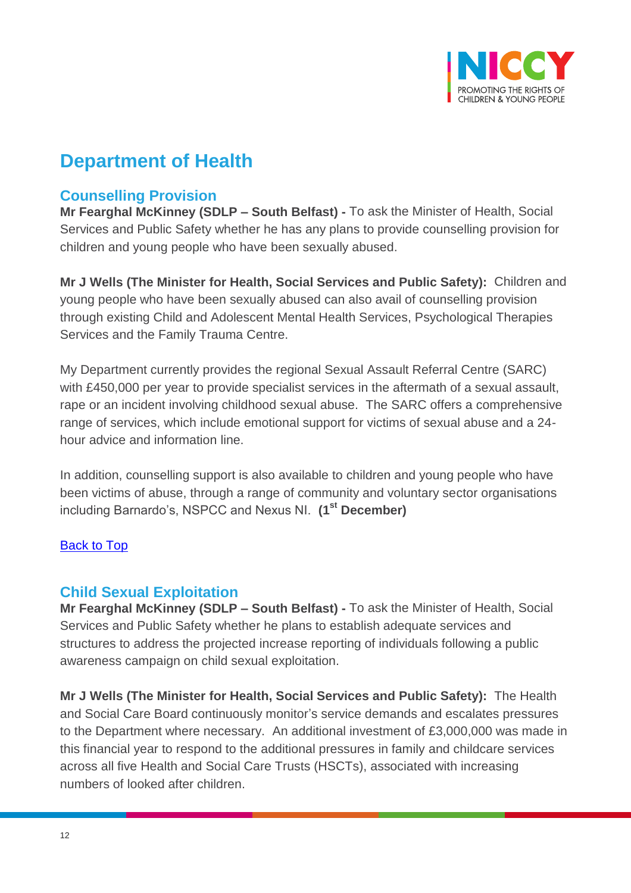# Department of Health

## Counselling Provision

**Mr Fearghal McKinney (SDLP – South Belfast) -** To ask the Minister of Health, Social Services and Public Safety whether he has any plans to provide counselling provision for children and young people who have been sexually abused.

**Mr J Wells (The Minister for Health, Social Services and Public Safety):** Children and young people who have been sexually abused can also avail of counselling provision through existing Child and Adolescent Mental Health Services, Psychological Therapies Services and the Family Trauma Centre.

My Department currently provides the regional Sexual Assault Referral Centre (SARC) with £450,000 per year to provide specialist services in the aftermath of a sexual assault, rape or an incident involving childhood sexual abuse. The SARC offers a comprehensive range of services, which include emotional support for victims of sexual abuse and a 24-hour advice and information line.

In addition, counselling support is also available to children and young people who have been victims of abuse, through a range of community and voluntary sector organisations including Barnardo's, NSPCC and Nexus NI. **(1st December)**

Back to Top

## Child Sexual Exploitation

**Mr Fearghal McKinney (SDLP – South Belfast) -** To ask the Minister of Health, Social Services and Public Safety whether he plans to establish adequate services and structures to address the projected increase reporting of individuals following a public awareness campaign on child sexual exploitation.

**Mr J Wells (The Minister for Health, Social Services and Public Safety):** The Health and Social Care Board continuously monitor's service demands and escalates pressures to the Department where necessary. An additional investment of £3,000,000 was made in this financial year to respond to the additional pressures in family and childcare services across all five Health and Social Care Trusts (HSCTs), associated with increasing numbers of looked after children.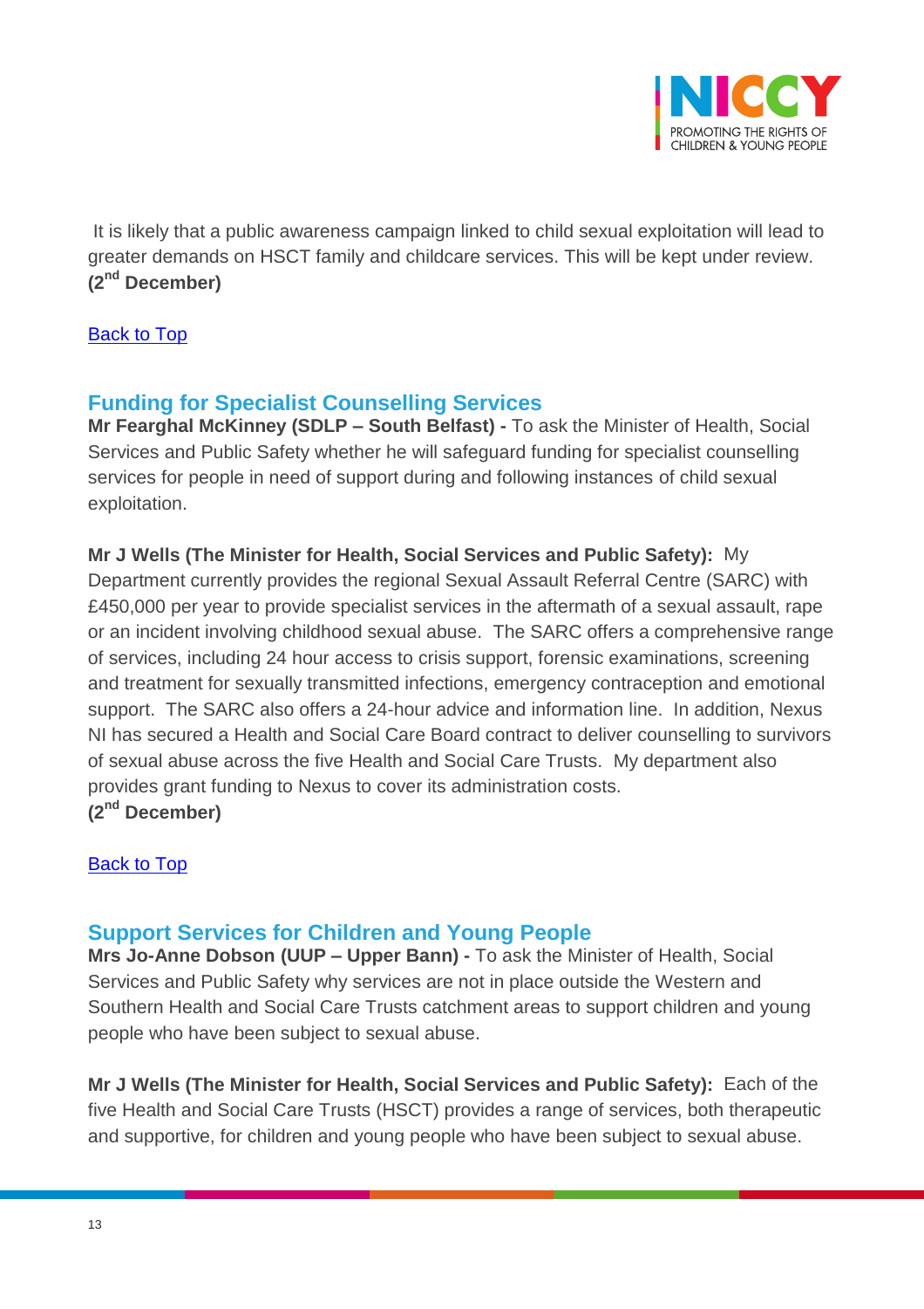It is likely that a public awareness campaign linked to child sexual exploitation will lead to greater demands on HSCT family and childcare services. This will be kept under review. **(2nd December)**

[Back to Top]

## Funding for Specialist Counselling Services

**Mr Fearghal McKinney (SDLP – South Belfast) -** To ask the Minister of Health, Social Services and Public Safety whether he will safeguard funding for specialist counselling services for people in need of support during and following instances of child sexual exploitation.

**Mr J Wells (The Minister for Health, Social Services and Public Safety):** My Department currently provides the regional Sexual Assault Referral Centre (SARC) with £450,000 per year to provide specialist services in the aftermath of a sexual assault, rape or an incident involving childhood sexual abuse. The SARC offers a comprehensive range of services, including 24 hour access to crisis support, forensic examinations, screening and treatment for sexually transmitted infections, emergency contraception and emotional support. The SARC also offers a 24-hour advice and information line. In addition, Nexus NI has secured a Health and Social Care Board contract to deliver counselling to survivors of sexual abuse across the five Health and Social Care Trusts. My department also provides grant funding to Nexus to cover its administration costs.
**(2nd December)**

[Back to Top]

## Support Services for Children and Young People

**Mrs Jo-Anne Dobson (UUP – Upper Bann) -** To ask the Minister of Health, Social Services and Public Safety why services are not in place outside the Western and Southern Health and Social Care Trusts catchment areas to support children and young people who have been subject to sexual abuse.

**Mr J Wells (The Minister for Health, Social Services and Public Safety):** Each of the five Health and Social Care Trusts (HSCT) provides a range of services, both therapeutic and supportive, for children and young people who have been subject to sexual abuse.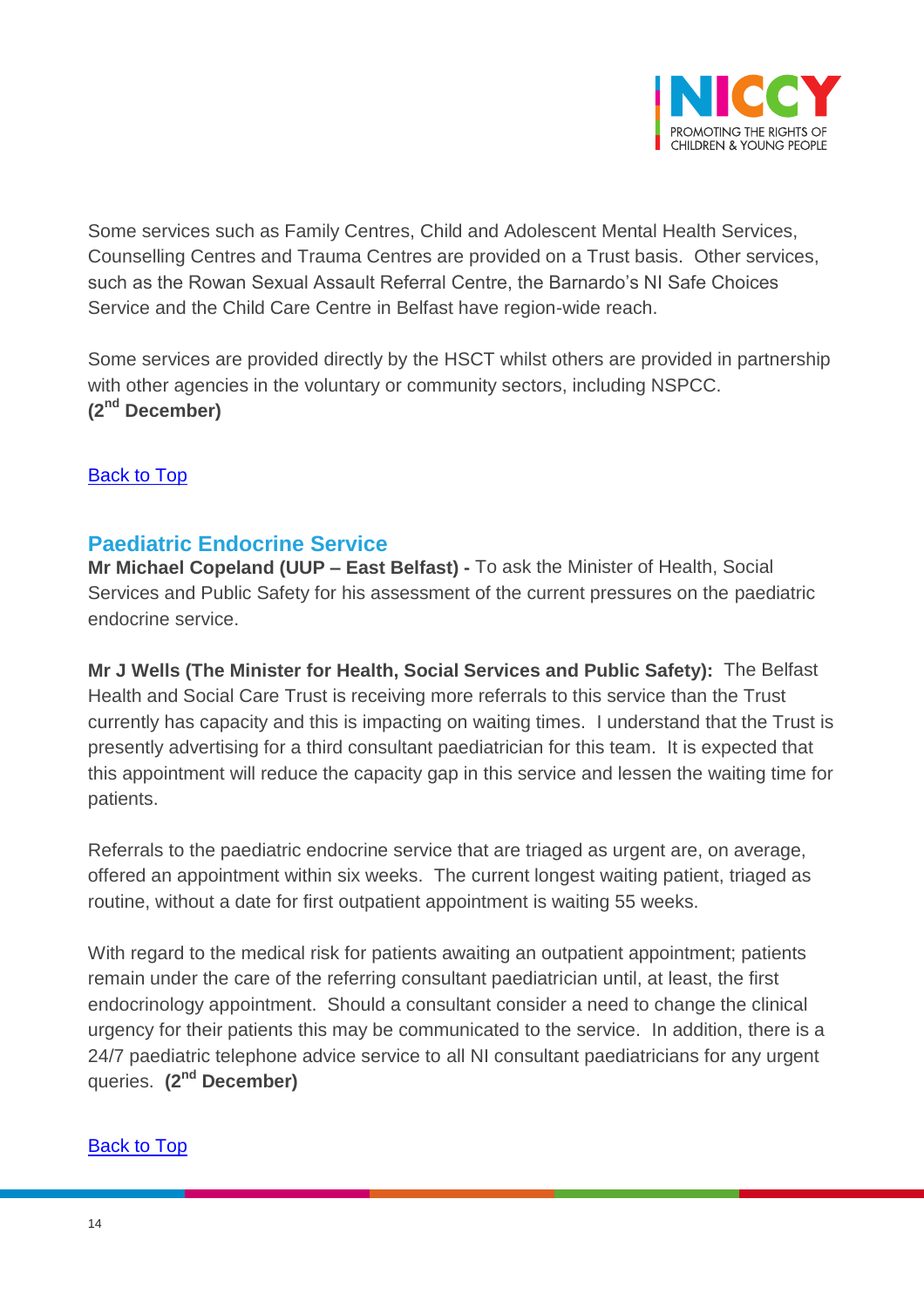Some services such as Family Centres, Child and Adolescent Mental Health Services, Counselling Centres and Trauma Centres are provided on a Trust basis. Other services, such as the Rowan Sexual Assault Referral Centre, the Barnardo's NI Safe Choices Service and the Child Care Centre in Belfast have region-wide reach.

Some services are provided directly by the HSCT whilst others are provided in partnership with other agencies in the voluntary or community sectors, including NSPCC.
**(2nd December)**

Back to Top

## Paediatric Endocrine Service

**Mr Michael Copeland (UUP – East Belfast) -** To ask the Minister of Health, Social Services and Public Safety for his assessment of the current pressures on the paediatric endocrine service.

**Mr J Wells (The Minister for Health, Social Services and Public Safety):** The Belfast Health and Social Care Trust is receiving more referrals to this service than the Trust currently has capacity and this is impacting on waiting times. I understand that the Trust is presently advertising for a third consultant paediatrician for this team. It is expected that this appointment will reduce the capacity gap in this service and lessen the waiting time for patients.

Referrals to the paediatric endocrine service that are triaged as urgent are, on average, offered an appointment within six weeks. The current longest waiting patient, triaged as routine, without a date for first outpatient appointment is waiting 55 weeks.

With regard to the medical risk for patients awaiting an outpatient appointment; patients remain under the care of the referring consultant paediatrician until, at least, the first endocrinology appointment. Should a consultant consider a need to change the clinical urgency for their patients this may be communicated to the service. In addition, there is a 24/7 paediatric telephone advice service to all NI consultant paediatricians for any urgent queries. **(2nd December)**

Back to Top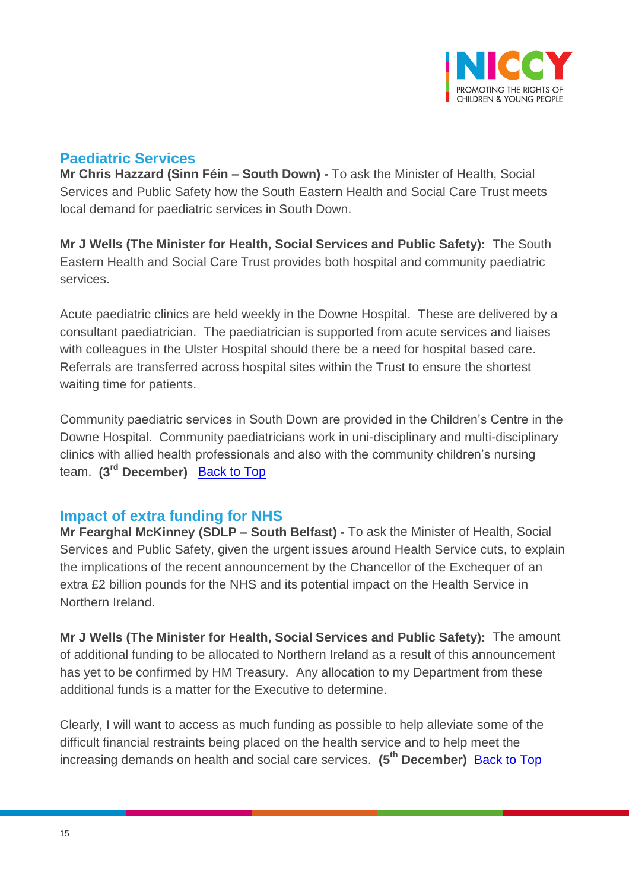## Paediatric Services

**Mr Chris Hazzard (Sinn Féin – South Down) -** To ask the Minister of Health, Social Services and Public Safety how the South Eastern Health and Social Care Trust meets local demand for paediatric services in South Down.

**Mr J Wells (The Minister for Health, Social Services and Public Safety):** The South Eastern Health and Social Care Trust provides both hospital and community paediatric services.

Acute paediatric clinics are held weekly in the Downe Hospital. These are delivered by a consultant paediatrician. The paediatrician is supported from acute services and liaises with colleagues in the Ulster Hospital should there be a need for hospital based care. Referrals are transferred across hospital sites within the Trust to ensure the shortest waiting time for patients.

Community paediatric services in South Down are provided in the Children's Centre in the Downe Hospital. Community paediatricians work in uni-disciplinary and multi-disciplinary clinics with allied health professionals and also with the community children's nursing team. **(3rd December)** Back to Top

## Impact of extra funding for NHS

**Mr Fearghal McKinney (SDLP – South Belfast) -** To ask the Minister of Health, Social Services and Public Safety, given the urgent issues around Health Service cuts, to explain the implications of the recent announcement by the Chancellor of the Exchequer of an extra £2 billion pounds for the NHS and its potential impact on the Health Service in Northern Ireland.

**Mr J Wells (The Minister for Health, Social Services and Public Safety):** The amount of additional funding to be allocated to Northern Ireland as a result of this announcement has yet to be confirmed by HM Treasury. Any allocation to my Department from these additional funds is a matter for the Executive to determine.

Clearly, I will want to access as much funding as possible to help alleviate some of the difficult financial restraints being placed on the health service and to help meet the increasing demands on health and social care services. **(5th December)** Back to Top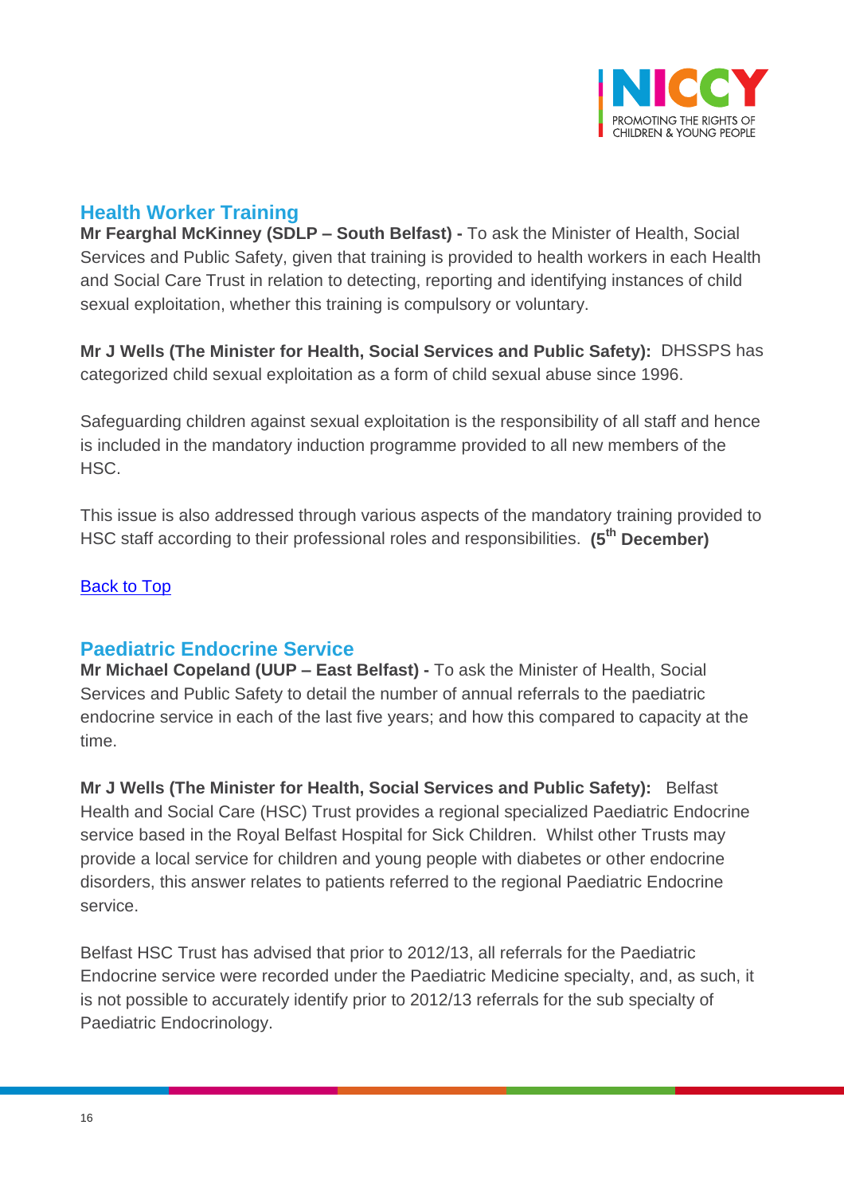## Health Worker Training

**Mr Fearghal McKinney (SDLP – South Belfast) -** To ask the Minister of Health, Social Services and Public Safety, given that training is provided to health workers in each Health and Social Care Trust in relation to detecting, reporting and identifying instances of child sexual exploitation, whether this training is compulsory or voluntary.

**Mr J Wells (The Minister for Health, Social Services and Public Safety):** DHSSPS has categorized child sexual exploitation as a form of child sexual abuse since 1996.

Safeguarding children against sexual exploitation is the responsibility of all staff and hence is included in the mandatory induction programme provided to all new members of the HSC.

This issue is also addressed through various aspects of the mandatory training provided to HSC staff according to their professional roles and responsibilities. **(5th December)**

Back to Top

## Paediatric Endocrine Service

**Mr Michael Copeland (UUP – East Belfast) -** To ask the Minister of Health, Social Services and Public Safety to detail the number of annual referrals to the paediatric endocrine service in each of the last five years; and how this compared to capacity at the time.

**Mr J Wells (The Minister for Health, Social Services and Public Safety):** Belfast Health and Social Care (HSC) Trust provides a regional specialized Paediatric Endocrine service based in the Royal Belfast Hospital for Sick Children. Whilst other Trusts may provide a local service for children and young people with diabetes or other endocrine disorders, this answer relates to patients referred to the regional Paediatric Endocrine service.

Belfast HSC Trust has advised that prior to 2012/13, all referrals for the Paediatric Endocrine service were recorded under the Paediatric Medicine specialty, and, as such, it is not possible to accurately identify prior to 2012/13 referrals for the sub specialty of Paediatric Endocrinology.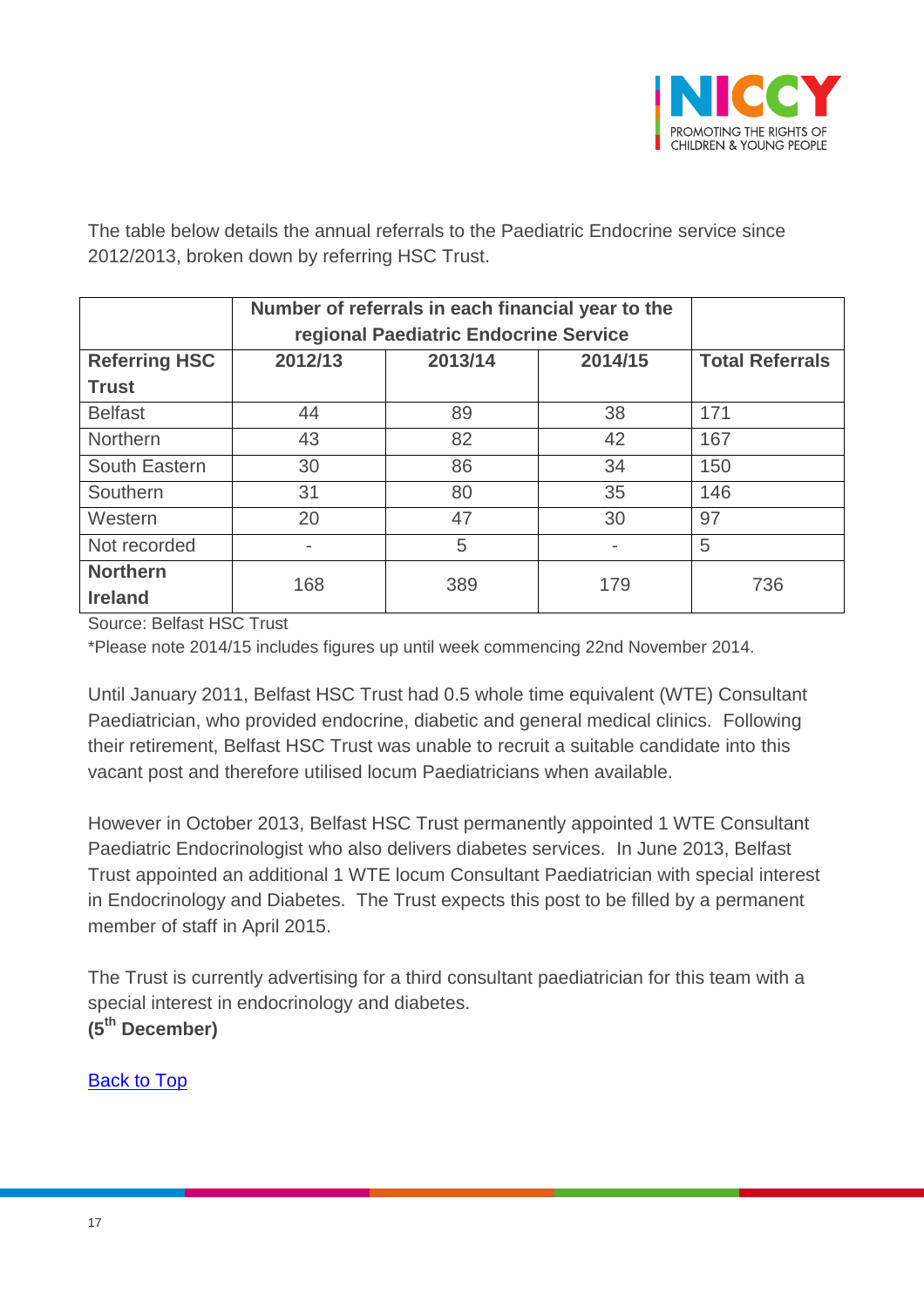The table below details the annual referrals to the Paediatric Endocrine service since 2012/2013, broken down by referring HSC Trust.

| | **Number of referrals in each financial year to the regional Paediatric Endocrine Service** | | | |
|---|---|---|---|---|
| **Referring HSC Trust** | **2012/13** | **2013/14** | **2014/15** | **Total Referrals** |
| Belfast | 44 | 89 | 38 | 171 |
| Northern | 43 | 82 | 42 | 167 |
| South Eastern | 30 | 86 | 34 | 150 |
| Southern | 31 | 80 | 35 | 146 |
| Western | 20 | 47 | 30 | 97 |
| Not recorded | - | 5 | - | 5 |
| **Northern Ireland** | 168 | 389 | 179 | 736 |

Source: Belfast HSC Trust

*Please note 2014/15 includes figures up until week commencing 22nd November 2014.

Until January 2011, Belfast HSC Trust had 0.5 whole time equivalent (WTE) Consultant Paediatrician, who provided endocrine, diabetic and general medical clinics. Following their retirement, Belfast HSC Trust was unable to recruit a suitable candidate into this vacant post and therefore utilised locum Paediatricians when available.

However in October 2013, Belfast HSC Trust permanently appointed 1 WTE Consultant Paediatric Endocrinologist who also delivers diabetes services. In June 2013, Belfast Trust appointed an additional 1 WTE locum Consultant Paediatrician with special interest in Endocrinology and Diabetes. The Trust expects this post to be filled by a permanent member of staff in April 2015.

The Trust is currently advertising for a third consultant paediatrician for this team with a special interest in endocrinology and diabetes.

**(5th December)**

Back to Top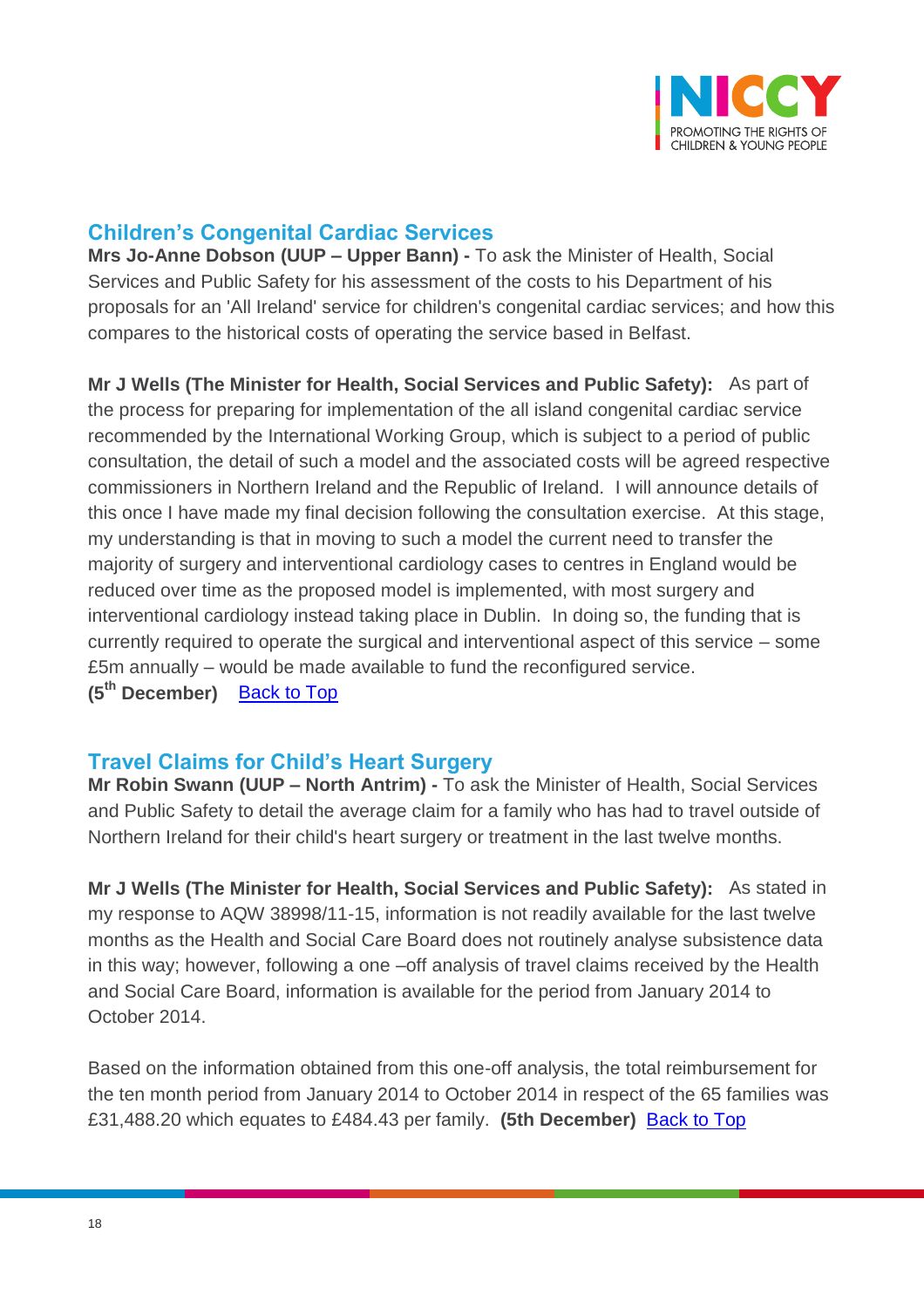## Children's Congenital Cardiac Services

**Mrs Jo-Anne Dobson (UUP – Upper Bann) -** To ask the Minister of Health, Social Services and Public Safety for his assessment of the costs to his Department of his proposals for an 'All Ireland' service for children's congenital cardiac services; and how this compares to the historical costs of operating the service based in Belfast.

**Mr J Wells (The Minister for Health, Social Services and Public Safety):** As part of the process for preparing for implementation of the all island congenital cardiac service recommended by the International Working Group, which is subject to a period of public consultation, the detail of such a model and the associated costs will be agreed respective commissioners in Northern Ireland and the Republic of Ireland. I will announce details of this once I have made my final decision following the consultation exercise. At this stage, my understanding is that in moving to such a model the current need to transfer the majority of surgery and interventional cardiology cases to centres in England would be reduced over time as the proposed model is implemented, with most surgery and interventional cardiology instead taking place in Dublin. In doing so, the funding that is currently required to operate the surgical and interventional aspect of this service – some £5m annually – would be made available to fund the reconfigured service.
**(5th December)** Back to Top

## Travel Claims for Child's Heart Surgery

**Mr Robin Swann (UUP – North Antrim) -** To ask the Minister of Health, Social Services and Public Safety to detail the average claim for a family who has had to travel outside of Northern Ireland for their child's heart surgery or treatment in the last twelve months.

**Mr J Wells (The Minister for Health, Social Services and Public Safety):** As stated in my response to AQW 38998/11-15, information is not readily available for the last twelve months as the Health and Social Care Board does not routinely analyse subsistence data in this way; however, following a one –off analysis of travel claims received by the Health and Social Care Board, information is available for the period from January 2014 to October 2014.

Based on the information obtained from this one-off analysis, the total reimbursement for the ten month period from January 2014 to October 2014 in respect of the 65 families was £31,488.20 which equates to £484.43 per family. **(5th December)** Back to Top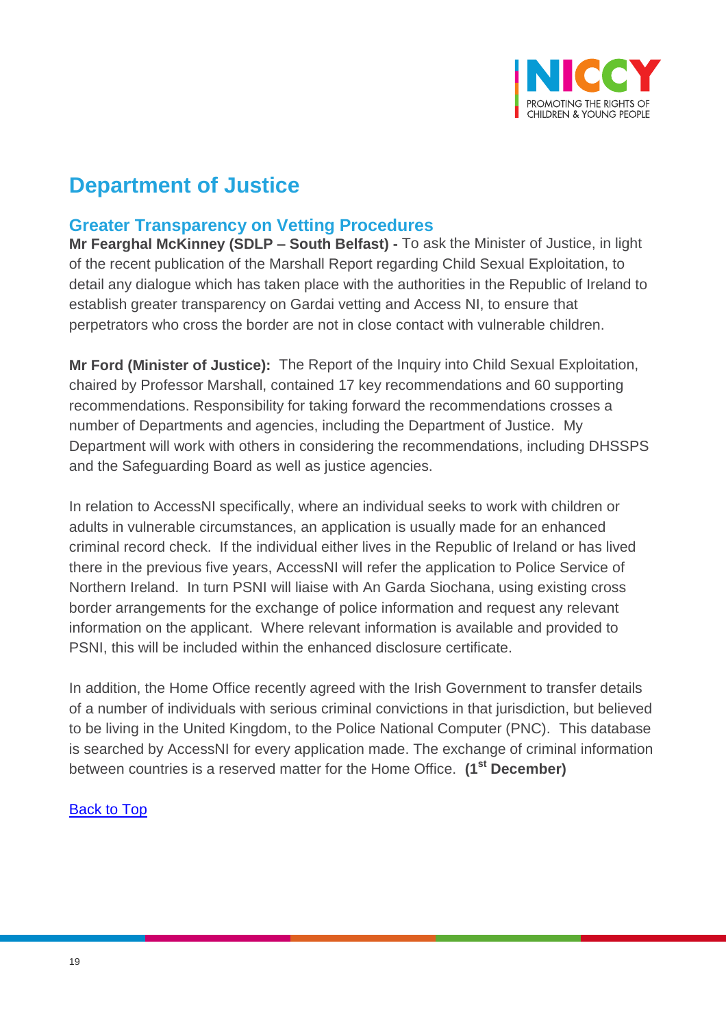## Department of Justice

### Greater Transparency on Vetting Procedures

**Mr Fearghal McKinney (SDLP – South Belfast) -** To ask the Minister of Justice, in light of the recent publication of the Marshall Report regarding Child Sexual Exploitation, to detail any dialogue which has taken place with the authorities in the Republic of Ireland to establish greater transparency on Gardai vetting and Access NI, to ensure that perpetrators who cross the border are not in close contact with vulnerable children.

**Mr Ford (Minister of Justice):** The Report of the Inquiry into Child Sexual Exploitation, chaired by Professor Marshall, contained 17 key recommendations and 60 supporting recommendations. Responsibility for taking forward the recommendations crosses a number of Departments and agencies, including the Department of Justice. My Department will work with others in considering the recommendations, including DHSSPS and the Safeguarding Board as well as justice agencies.

In relation to AccessNI specifically, where an individual seeks to work with children or adults in vulnerable circumstances, an application is usually made for an enhanced criminal record check. If the individual either lives in the Republic of Ireland or has lived there in the previous five years, AccessNI will refer the application to Police Service of Northern Ireland. In turn PSNI will liaise with An Garda Siochana, using existing cross border arrangements for the exchange of police information and request any relevant information on the applicant. Where relevant information is available and provided to PSNI, this will be included within the enhanced disclosure certificate.

In addition, the Home Office recently agreed with the Irish Government to transfer details of a number of individuals with serious criminal convictions in that jurisdiction, but believed to be living in the United Kingdom, to the Police National Computer (PNC). This database is searched by AccessNI for every application made. The exchange of criminal information between countries is a reserved matter for the Home Office. **(1st December)**

Back to Top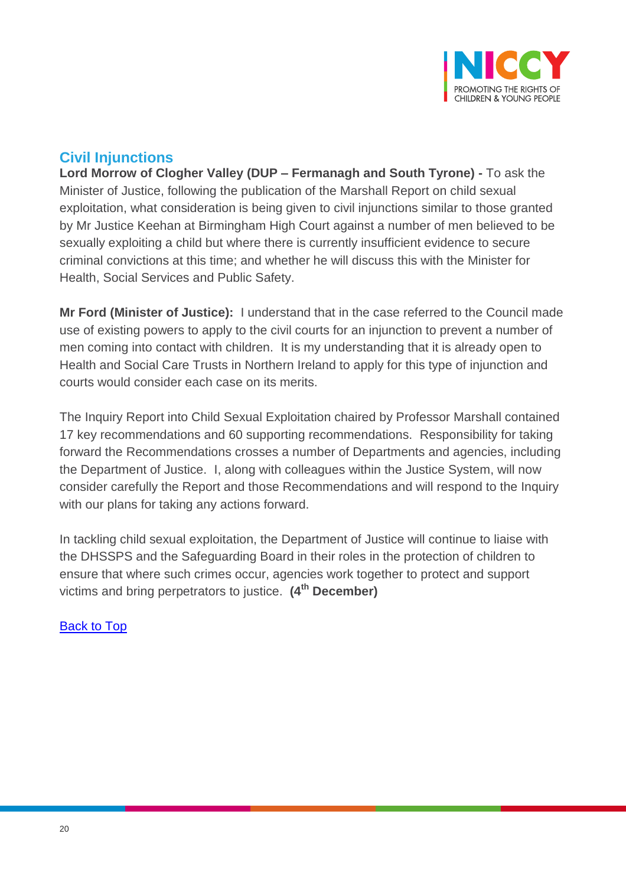## Civil Injunctions

**Lord Morrow of Clogher Valley (DUP – Fermanagh and South Tyrone) -** To ask the Minister of Justice, following the publication of the Marshall Report on child sexual exploitation, what consideration is being given to civil injunctions similar to those granted by Mr Justice Keehan at Birmingham High Court against a number of men believed to be sexually exploiting a child but where there is currently insufficient evidence to secure criminal convictions at this time; and whether he will discuss this with the Minister for Health, Social Services and Public Safety.

**Mr Ford (Minister of Justice):** I understand that in the case referred to the Council made use of existing powers to apply to the civil courts for an injunction to prevent a number of men coming into contact with children. It is my understanding that it is already open to Health and Social Care Trusts in Northern Ireland to apply for this type of injunction and courts would consider each case on its merits.

The Inquiry Report into Child Sexual Exploitation chaired by Professor Marshall contained 17 key recommendations and 60 supporting recommendations. Responsibility for taking forward the Recommendations crosses a number of Departments and agencies, including the Department of Justice. I, along with colleagues within the Justice System, will now consider carefully the Report and those Recommendations and will respond to the Inquiry with our plans for taking any actions forward.

In tackling child sexual exploitation, the Department of Justice will continue to liaise with the DHSSPS and the Safeguarding Board in their roles in the protection of children to ensure that where such crimes occur, agencies work together to protect and support victims and bring perpetrators to justice. **(4th December)**

Back to Top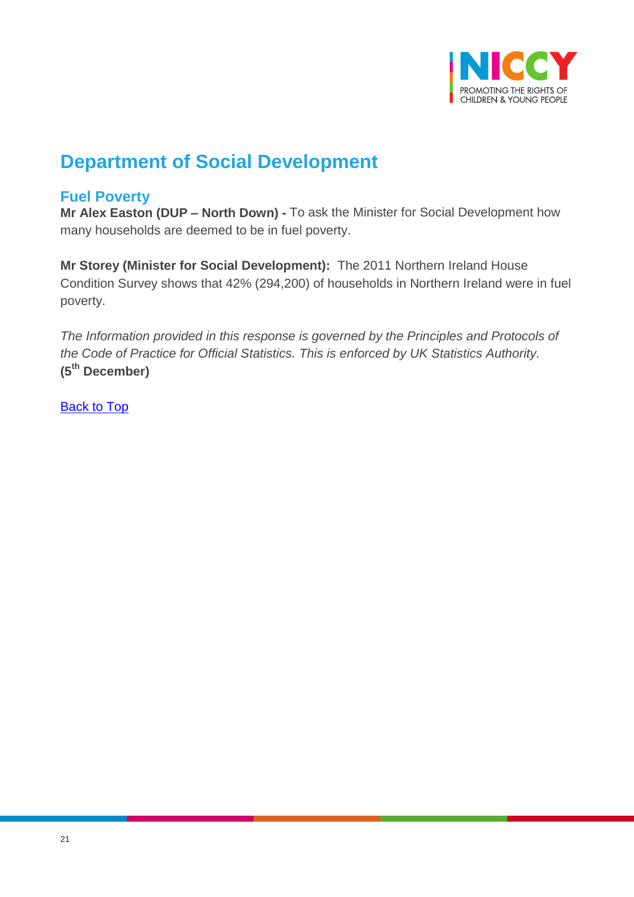## Department of Social Development

### Fuel Poverty

**Mr Alex Easton (DUP – North Down) -** To ask the Minister for Social Development how many households are deemed to be in fuel poverty.

**Mr Storey (Minister for Social Development):** The 2011 Northern Ireland House Condition Survey shows that 42% (294,200) of households in Northern Ireland were in fuel poverty.

*The Information provided in this response is governed by the Principles and Protocols of the Code of Practice for Official Statistics. This is enforced by UK Statistics Authority.*
**(5th December)**

Back to Top